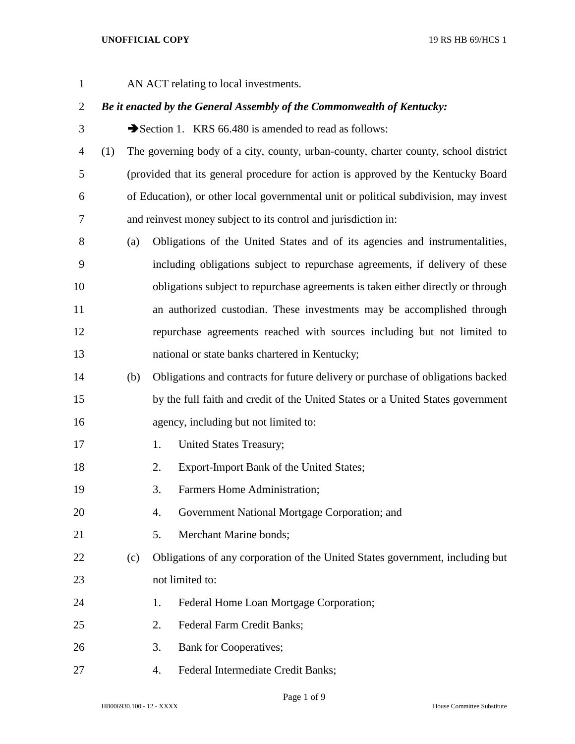AN ACT relating to local investments.

***Be it enacted by the General Assembly of the Commonwealth of Kentucky:***

➔Section 1. KRS 66.480 is amended to read as follows:

(1) The governing body of a city, county, urban-county, charter county, school district (provided that its general procedure for action is approved by the Kentucky Board of Education), or other local governmental unit or political subdivision, may invest and reinvest money subject to its control and jurisdiction in:

(a) Obligations of the United States and of its agencies and instrumentalities, including obligations subject to repurchase agreements, if delivery of these obligations subject to repurchase agreements is taken either directly or through an authorized custodian. These investments may be accomplished through repurchase agreements reached with sources including but not limited to national or state banks chartered in Kentucky;

(b) Obligations and contracts for future delivery or purchase of obligations backed by the full faith and credit of the United States or a United States government agency, including but not limited to:

1. United States Treasury;
2. Export-Import Bank of the United States;
3. Farmers Home Administration;
4. Government National Mortgage Corporation; and
5. Merchant Marine bonds;

(c) Obligations of any corporation of the United States government, including but not limited to:

1. Federal Home Loan Mortgage Corporation;
2. Federal Farm Credit Banks;
3. Bank for Cooperatives;
4. Federal Intermediate Credit Banks;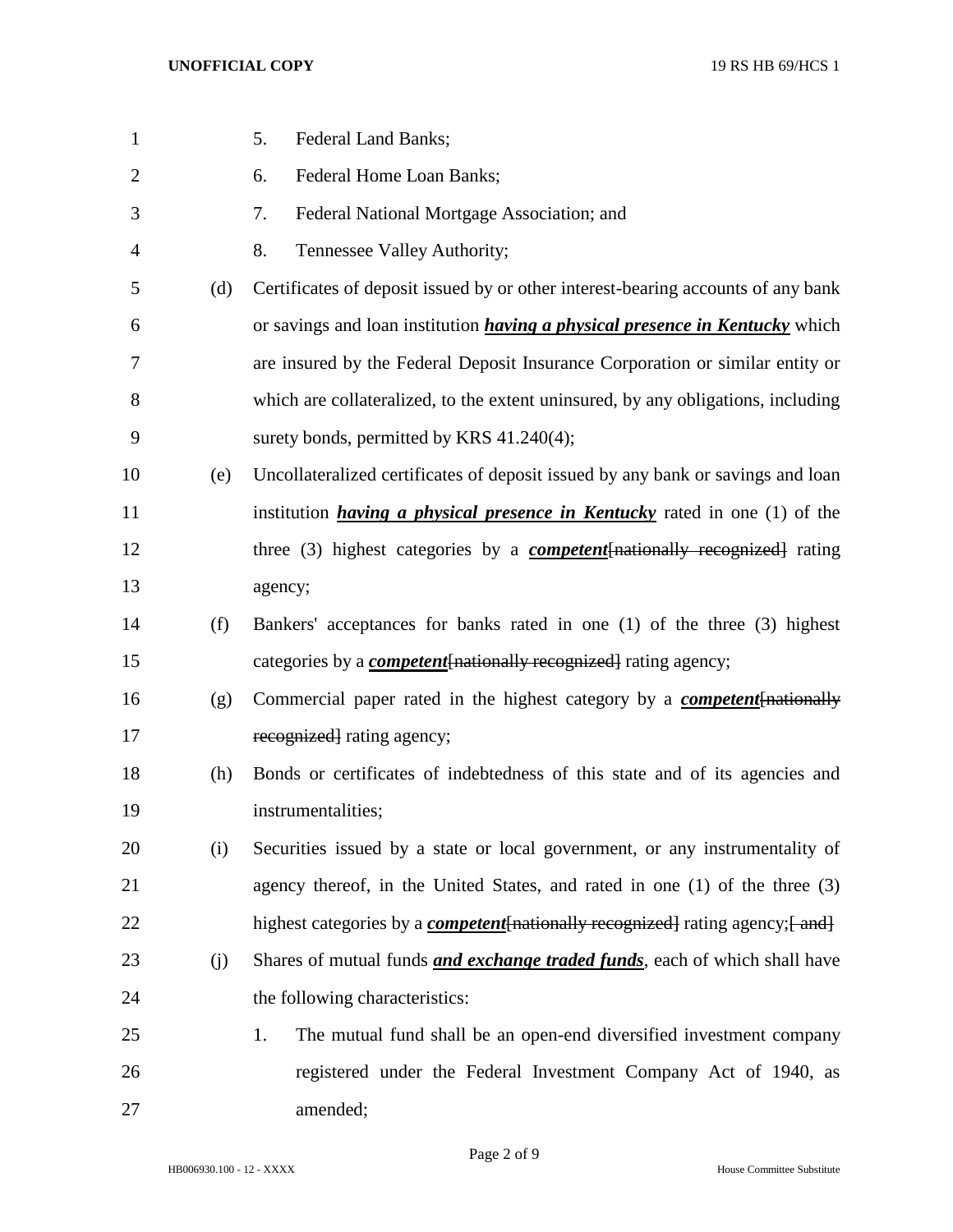5. Federal Land Banks;

6. Federal Home Loan Banks;

7. Federal National Mortgage Association; and

8. Tennessee Valley Authority;

(d) Certificates of deposit issued by or other interest-bearing accounts of any bank or savings and loan institution ***having a physical presence in Kentucky*** which are insured by the Federal Deposit Insurance Corporation or similar entity or which are collateralized, to the extent uninsured, by any obligations, including surety bonds, permitted by KRS 41.240(4);

(e) Uncollateralized certificates of deposit issued by any bank or savings and loan institution ***having a physical presence in Kentucky*** rated in one (1) of the three (3) highest categories by a ***competent***~~[nationally recognized]~~ rating agency;

(f) Bankers' acceptances for banks rated in one (1) of the three (3) highest categories by a ***competent***~~[nationally recognized]~~ rating agency;

(g) Commercial paper rated in the highest category by a ***competent***~~[nationally recognized]~~ rating agency;

(h) Bonds or certificates of indebtedness of this state and of its agencies and instrumentalities;

(i) Securities issued by a state or local government, or any instrumentality of agency thereof, in the United States, and rated in one (1) of the three (3) highest categories by a ***competent***~~[nationally recognized]~~ rating agency;~~[ and]~~

(j) Shares of mutual funds ***and exchange traded funds***, each of which shall have the following characteristics:

1. The mutual fund shall be an open-end diversified investment company registered under the Federal Investment Company Act of 1940, as amended;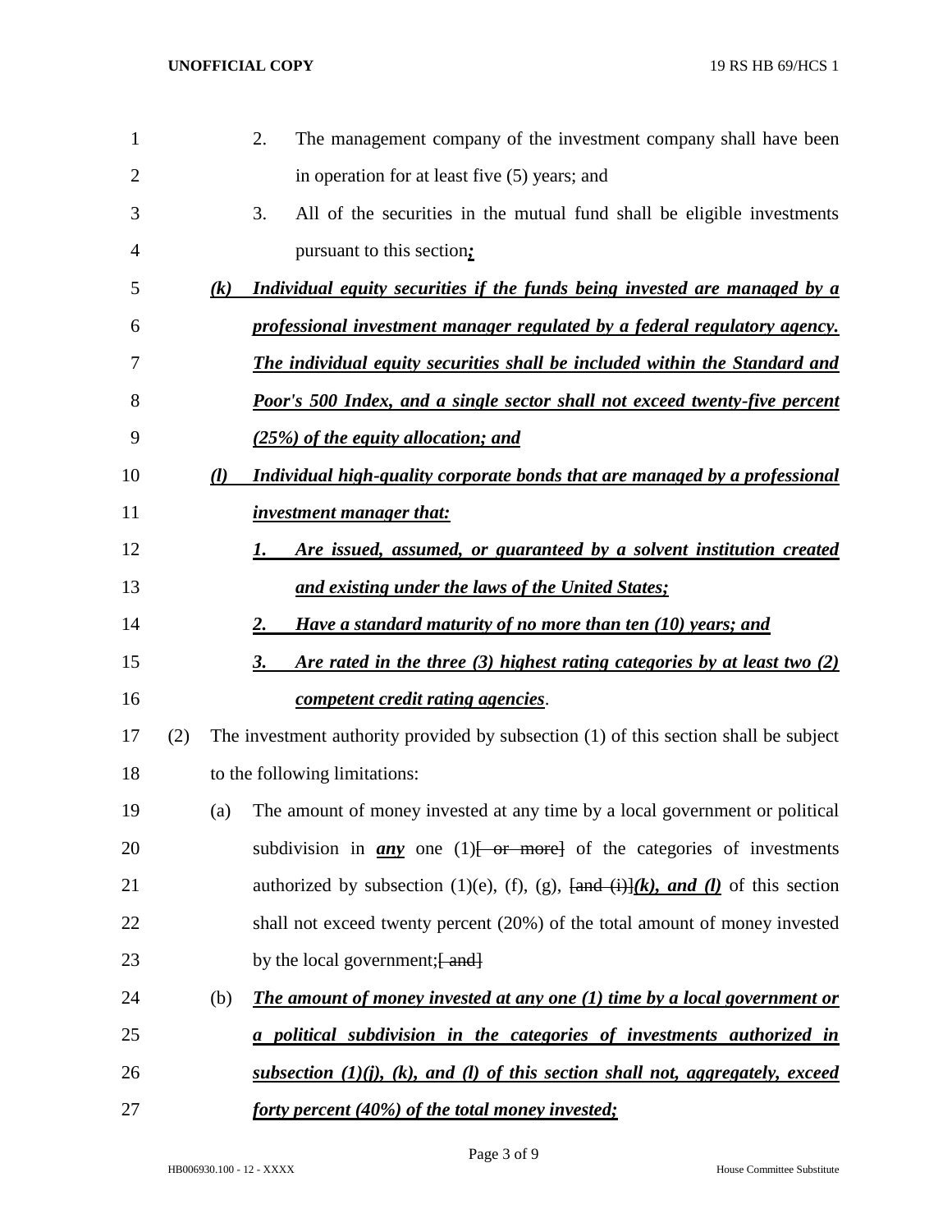2. The management company of the investment company shall have been in operation for at least five (5) years; and

3. All of the securities in the mutual fund shall be eligible investments pursuant to this section*__;__*

*__(k) Individual equity securities if the funds being invested are managed by a professional investment manager regulated by a federal regulatory agency. The individual equity securities shall be included within the Standard and Poor's 500 Index, and a single sector shall not exceed twenty-five percent (25%) of the equity allocation; and__*

*__(l) Individual high-quality corporate bonds that are managed by a professional investment manager that:__*

*__1. Are issued, assumed, or guaranteed by a solvent institution created and existing under the laws of the United States;__*

*__2. Have a standard maturity of no more than ten (10) years; and__*

*__3. Are rated in the three (3) highest rating categories by at least two (2) competent credit rating agencies__*.

(2) The investment authority provided by subsection (1) of this section shall be subject to the following limitations:

(a) The amount of money invested at any time by a local government or political subdivision in *__any__* one (1)~~[ or more]~~ of the categories of investments authorized by subsection (1)(e), (f), (g), ~~[and (i)]~~*__(k), and (l)__* of this section shall not exceed twenty percent (20%) of the total amount of money invested by the local government;~~[ and]~~

(b) *__The amount of money invested at any one (1) time by a local government or a political subdivision in the categories of investments authorized in subsection (1)(j), (k), and (l) of this section shall not, aggregately, exceed forty percent (40%) of the total money invested;__*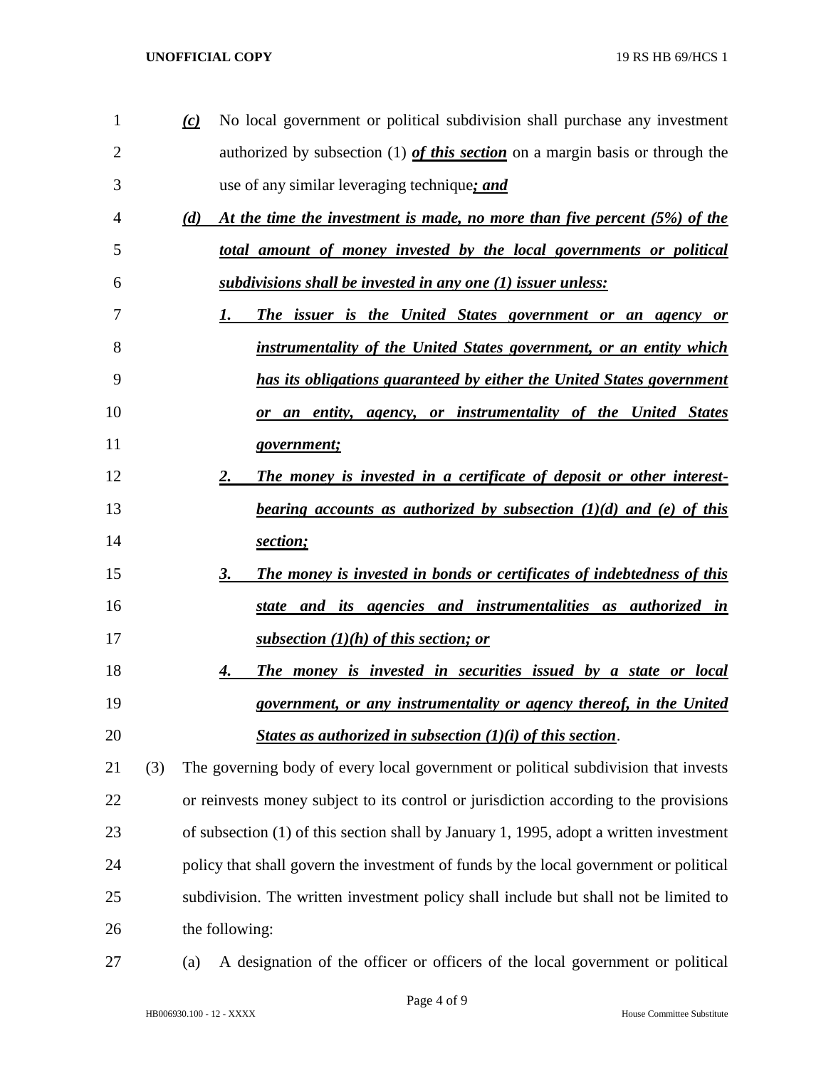*(c)* No local government or political subdivision shall purchase any investment authorized by subsection (1) ***of this section*** on a margin basis or through the use of any similar leveraging technique***; and***

***(d) At the time the investment is made, no more than five percent (5%) of the total amount of money invested by the local governments or political subdivisions shall be invested in any one (1) issuer unless:***

***1. The issuer is the United States government or an agency or instrumentality of the United States government, or an entity which has its obligations guaranteed by either the United States government or an entity, agency, or instrumentality of the United States government;***

***2. The money is invested in a certificate of deposit or other interest-bearing accounts as authorized by subsection (1)(d) and (e) of this section;***

***3. The money is invested in bonds or certificates of indebtedness of this state and its agencies and instrumentalities as authorized in subsection (1)(h) of this section; or***

***4. The money is invested in securities issued by a state or local government, or any instrumentality or agency thereof, in the United States as authorized in subsection (1)(i) of this section***.

(3) The governing body of every local government or political subdivision that invests or reinvests money subject to its control or jurisdiction according to the provisions of subsection (1) of this section shall by January 1, 1995, adopt a written investment policy that shall govern the investment of funds by the local government or political subdivision. The written investment policy shall include but shall not be limited to the following:

(a) A designation of the officer or officers of the local government or political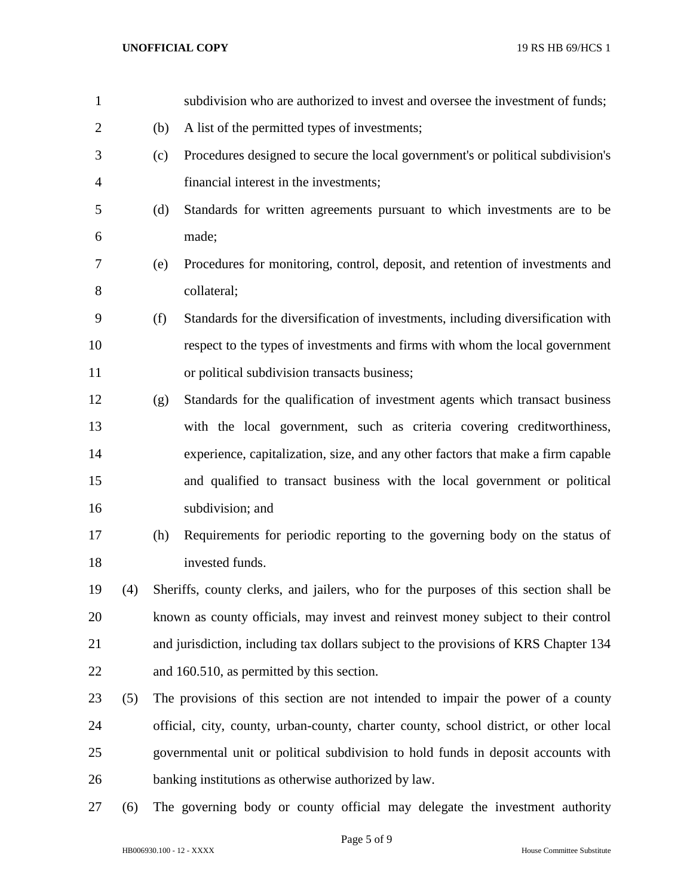subdivision who are authorized to invest and oversee the investment of funds;

(b) A list of the permitted types of investments;

(c) Procedures designed to secure the local government's or political subdivision's financial interest in the investments;

(d) Standards for written agreements pursuant to which investments are to be made;

(e) Procedures for monitoring, control, deposit, and retention of investments and collateral;

(f) Standards for the diversification of investments, including diversification with respect to the types of investments and firms with whom the local government or political subdivision transacts business;

(g) Standards for the qualification of investment agents which transact business with the local government, such as criteria covering creditworthiness, experience, capitalization, size, and any other factors that make a firm capable and qualified to transact business with the local government or political subdivision; and

(h) Requirements for periodic reporting to the governing body on the status of invested funds.

(4) Sheriffs, county clerks, and jailers, who for the purposes of this section shall be known as county officials, may invest and reinvest money subject to their control and jurisdiction, including tax dollars subject to the provisions of KRS Chapter 134 and 160.510, as permitted by this section.

(5) The provisions of this section are not intended to impair the power of a county official, city, county, urban-county, charter county, school district, or other local governmental unit or political subdivision to hold funds in deposit accounts with banking institutions as otherwise authorized by law.

(6) The governing body or county official may delegate the investment authority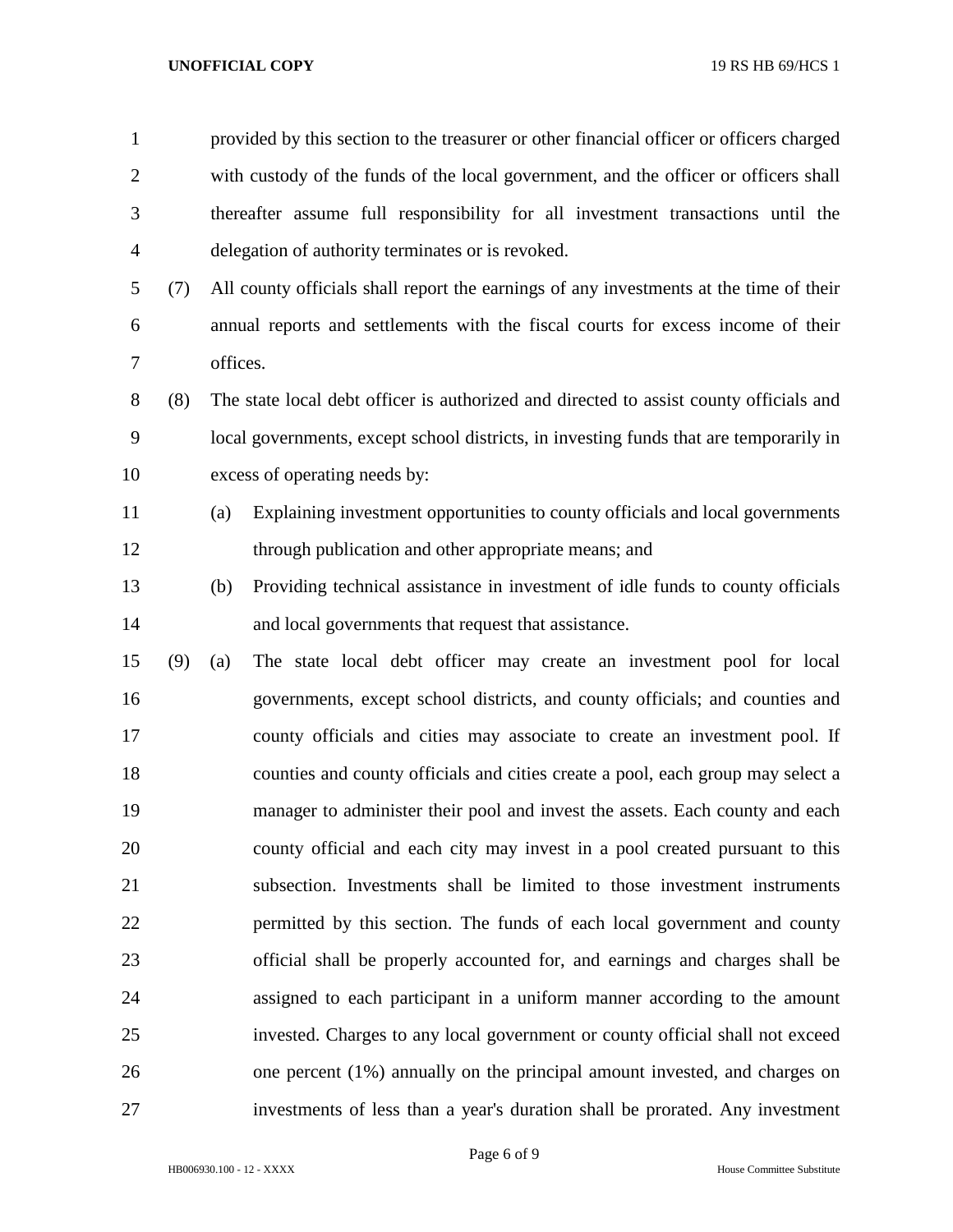provided by this section to the treasurer or other financial officer or officers charged with custody of the funds of the local government, and the officer or officers shall thereafter assume full responsibility for all investment transactions until the delegation of authority terminates or is revoked.

(7) All county officials shall report the earnings of any investments at the time of their annual reports and settlements with the fiscal courts for excess income of their offices.

(8) The state local debt officer is authorized and directed to assist county officials and local governments, except school districts, in investing funds that are temporarily in excess of operating needs by:

(a) Explaining investment opportunities to county officials and local governments through publication and other appropriate means; and

(b) Providing technical assistance in investment of idle funds to county officials and local governments that request that assistance.

(9) (a) The state local debt officer may create an investment pool for local governments, except school districts, and county officials; and counties and county officials and cities may associate to create an investment pool. If counties and county officials and cities create a pool, each group may select a manager to administer their pool and invest the assets. Each county and each county official and each city may invest in a pool created pursuant to this subsection. Investments shall be limited to those investment instruments permitted by this section. The funds of each local government and county official shall be properly accounted for, and earnings and charges shall be assigned to each participant in a uniform manner according to the amount invested. Charges to any local government or county official shall not exceed one percent (1%) annually on the principal amount invested, and charges on investments of less than a year's duration shall be prorated. Any investment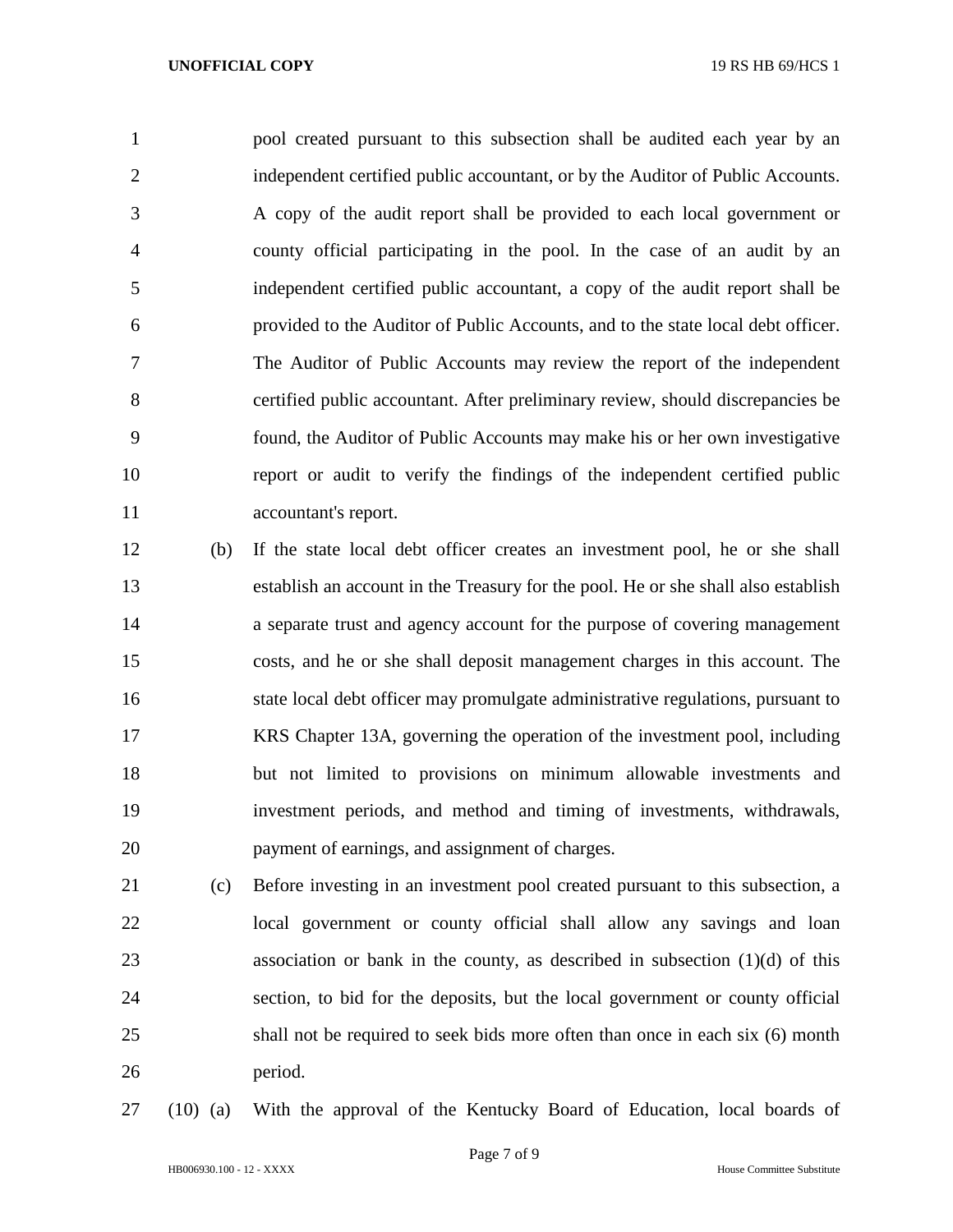pool created pursuant to this subsection shall be audited each year by an independent certified public accountant, or by the Auditor of Public Accounts. A copy of the audit report shall be provided to each local government or county official participating in the pool. In the case of an audit by an independent certified public accountant, a copy of the audit report shall be provided to the Auditor of Public Accounts, and to the state local debt officer. The Auditor of Public Accounts may review the report of the independent certified public accountant. After preliminary review, should discrepancies be found, the Auditor of Public Accounts may make his or her own investigative report or audit to verify the findings of the independent certified public accountant's report.

(b) If the state local debt officer creates an investment pool, he or she shall establish an account in the Treasury for the pool. He or she shall also establish a separate trust and agency account for the purpose of covering management costs, and he or she shall deposit management charges in this account. The state local debt officer may promulgate administrative regulations, pursuant to KRS Chapter 13A, governing the operation of the investment pool, including but not limited to provisions on minimum allowable investments and investment periods, and method and timing of investments, withdrawals, payment of earnings, and assignment of charges.

(c) Before investing in an investment pool created pursuant to this subsection, a local government or county official shall allow any savings and loan association or bank in the county, as described in subsection (1)(d) of this section, to bid for the deposits, but the local government or county official shall not be required to seek bids more often than once in each six (6) month period.

(10) (a) With the approval of the Kentucky Board of Education, local boards of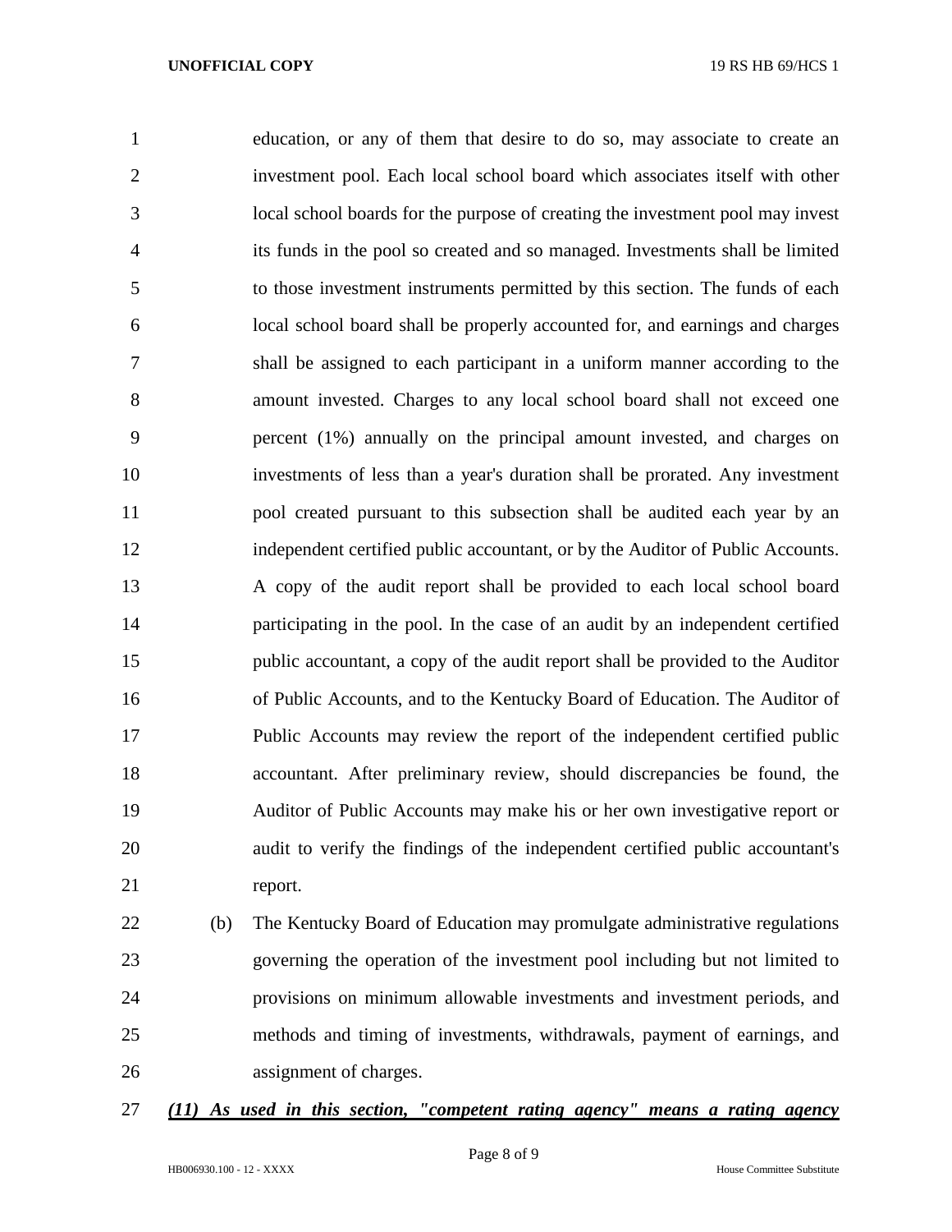education, or any of them that desire to do so, may associate to create an investment pool. Each local school board which associates itself with other local school boards for the purpose of creating the investment pool may invest its funds in the pool so created and so managed. Investments shall be limited to those investment instruments permitted by this section. The funds of each local school board shall be properly accounted for, and earnings and charges shall be assigned to each participant in a uniform manner according to the amount invested. Charges to any local school board shall not exceed one percent (1%) annually on the principal amount invested, and charges on investments of less than a year's duration shall be prorated. Any investment pool created pursuant to this subsection shall be audited each year by an independent certified public accountant, or by the Auditor of Public Accounts. A copy of the audit report shall be provided to each local school board participating in the pool. In the case of an audit by an independent certified public accountant, a copy of the audit report shall be provided to the Auditor of Public Accounts, and to the Kentucky Board of Education. The Auditor of Public Accounts may review the report of the independent certified public accountant. After preliminary review, should discrepancies be found, the Auditor of Public Accounts may make his or her own investigative report or audit to verify the findings of the independent certified public accountant's report.

(b) The Kentucky Board of Education may promulgate administrative regulations governing the operation of the investment pool including but not limited to provisions on minimum allowable investments and investment periods, and methods and timing of investments, withdrawals, payment of earnings, and assignment of charges.

***(11) As used in this section, "competent rating agency" means a rating agency***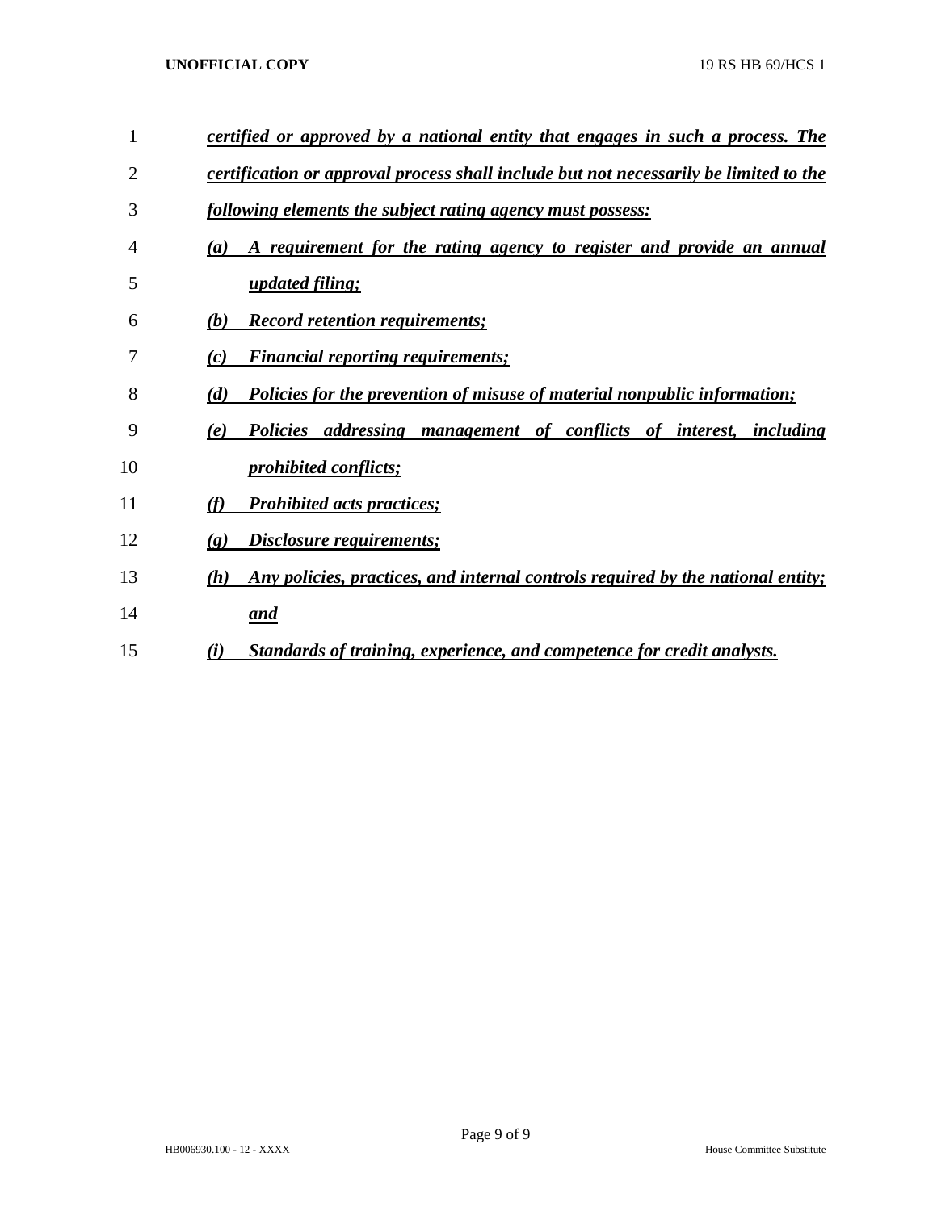*certified or approved by a national entity that engages in such a process. The certification or approval process shall include but not necessarily be limited to the following elements the subject rating agency must possess:*

- *(a) A requirement for the rating agency to register and provide an annual updated filing;*
- *(b) Record retention requirements;*
- *(c) Financial reporting requirements;*
- *(d) Policies for the prevention of misuse of material nonpublic information;*
- *(e) Policies addressing management of conflicts of interest, including prohibited conflicts;*
- *(f) Prohibited acts practices;*
- *(g) Disclosure requirements;*
- *(h) Any policies, practices, and internal controls required by the national entity; and*
- *(i) Standards of training, experience, and competence for credit analysts.*